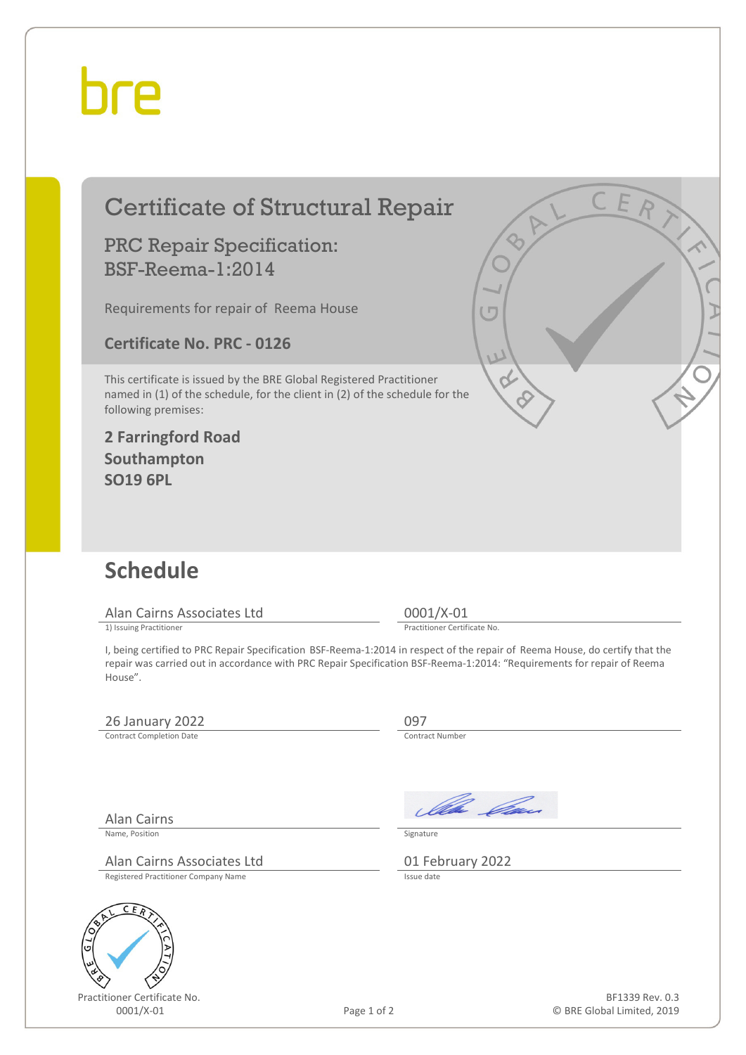bre

# Certificate of Structural Repair

## PRC Repair Specification: BSF-Reema-1:2014

Requirements for repair of Reema House

**Certificate No. PRC - 0126**

This certificate is issued by the BRE Global Registered Practitioner named in (1) of the schedule, for the client in (2) of the schedule for the following premises:

**2 Farringford Road**
**Southampton**
**SO19 6PL**

## Schedule

| Alan Cairns Associates Ltd | 0001/X-01 |
|---|---|
| 1) Issuing Practitioner | Practitioner Certificate No. |

I, being certified to PRC Repair Specification BSF-Reema-1:2014 in respect of the repair of Reema House, do certify that the repair was carried out in accordance with PRC Repair Specification BSF-Reema-1:2014: "Requirements for repair of Reema House".

| 26 January 2022 | 097 |
|---|---|
| Contract Completion Date | Contract Number |

| Alan Cairns | *[signature]* |
|---|---|
| Name, Position | Signature |

| Alan Cairns Associates Ltd | 01 February 2022 |
|---|---|
| Registered Practitioner Company Name | Issue date |

Practitioner Certificate No.
0001/X-01

BF1339 Rev. 0.3
© BRE Global Limited, 2019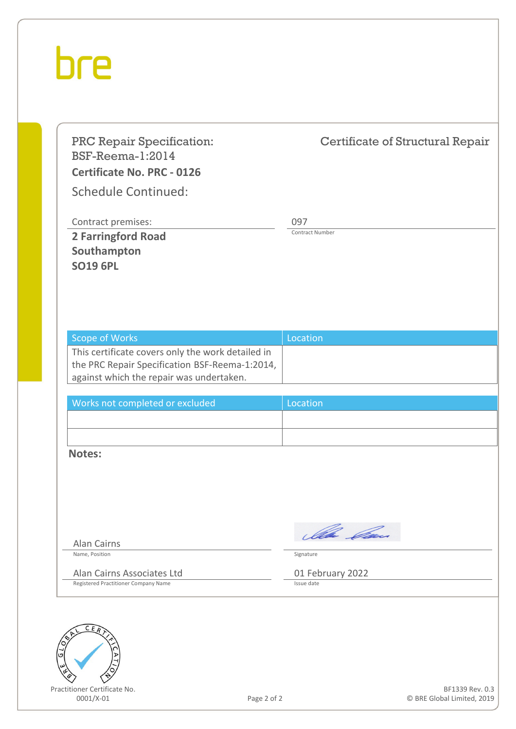bre

PRC Repair Specification:
BSF-Reema-1:2014

**Certificate No. PRC - 0126**

Certificate of Structural Repair

## Schedule Continued:

Contract premises:

**2 Farringford Road**
**Southampton**
**SO19 6PL**

097
Contract Number

| Scope of Works | Location |
|---|---|
| This certificate covers only the work detailed in the PRC Repair Specification BSF-Reema-1:2014, against which the repair was undertaken. | |

| Works not completed or excluded | Location |
|---|---|
| | |
| | |

**Notes:**

Alan Cairns
Name, Position

Signature

Alan Cairns Associates Ltd
Registered Practitioner Company Name

01 February 2022
Issue date

BRE GLOBAL CERTIFICATION

Practitioner Certificate No.
0001/X-01

BF1339 Rev. 0.3
© BRE Global Limited, 2019